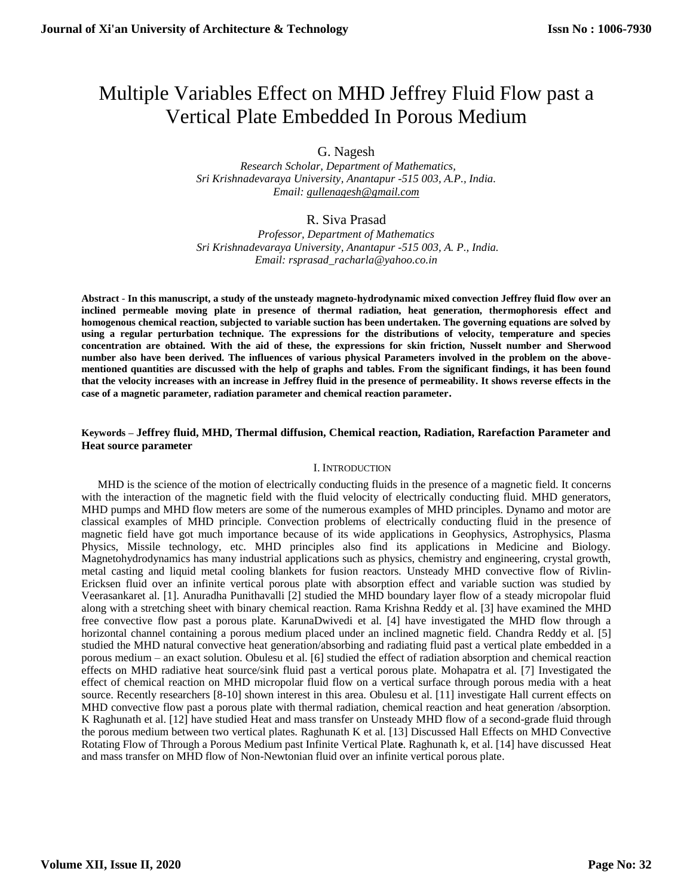# Multiple Variables Effect on MHD Jeffrey Fluid Flow past a Vertical Plate Embedded In Porous Medium

G. Nagesh

*Research Scholar, Department of Mathematics,*
*Sri Krishnadevaraya University, Anantapur -515 003, A.P., India.*
*Email: gullenagesh@gmail.com*

R. Siva Prasad

*Professor, Department of Mathematics*
*Sri Krishnadevaraya University, Anantapur -515 003, A. P., India.*
*Email: rsprasad_racharla@yahoo.co.in*

**Abstract - In this manuscript, a study of the unsteady magneto-hydrodynamic mixed convection Jeffrey fluid flow over an inclined permeable moving plate in presence of thermal radiation, heat generation, thermophoresis effect and homogenous chemical reaction, subjected to variable suction has been undertaken. The governing equations are solved by using a regular perturbation technique. The expressions for the distributions of velocity, temperature and species concentration are obtained. With the aid of these, the expressions for skin friction, Nusselt number and Sherwood number also have been derived. The influences of various physical Parameters involved in the problem on the above-mentioned quantities are discussed with the help of graphs and tables. From the significant findings, it has been found that the velocity increases with an increase in Jeffrey fluid in the presence of permeability. It shows reverse effects in the case of a magnetic parameter, radiation parameter and chemical reaction parameter.**

**Keywords – Jeffrey fluid, MHD, Thermal diffusion, Chemical reaction, Radiation, Rarefaction Parameter and Heat source parameter**

## I. Introduction

MHD is the science of the motion of electrically conducting fluids in the presence of a magnetic field. It concerns with the interaction of the magnetic field with the fluid velocity of electrically conducting fluid. MHD generators, MHD pumps and MHD flow meters are some of the numerous examples of MHD principles. Dynamo and motor are classical examples of MHD principle. Convection problems of electrically conducting fluid in the presence of magnetic field have got much importance because of its wide applications in Geophysics, Astrophysics, Plasma Physics, Missile technology, etc. MHD principles also find its applications in Medicine and Biology. Magnetohydrodynamics has many industrial applications such as physics, chemistry and engineering, crystal growth, metal casting and liquid metal cooling blankets for fusion reactors. Unsteady MHD convective flow of Rivlin-Ericksen fluid over an infinite vertical porous plate with absorption effect and variable suction was studied by Veerasankaret al. [1]. Anuradha Punithavalli [2] studied the MHD boundary layer flow of a steady micropolar fluid along with a stretching sheet with binary chemical reaction. Rama Krishna Reddy et al. [3] have examined the MHD free convective flow past a porous plate. KarunaDwivedi et al. [4] have investigated the MHD flow through a horizontal channel containing a porous medium placed under an inclined magnetic field. Chandra Reddy et al. [5] studied the MHD natural convective heat generation/absorbing and radiating fluid past a vertical plate embedded in a porous medium – an exact solution. Obulesu et al. [6] studied the effect of radiation absorption and chemical reaction effects on MHD radiative heat source/sink fluid past a vertical porous plate. Mohapatra et al. [7] Investigated the effect of chemical reaction on MHD micropolar fluid flow on a vertical surface through porous media with a heat source. Recently researchers [8-10] shown interest in this area. Obulesu et al. [11] investigate Hall current effects on MHD convective flow past a porous plate with thermal radiation, chemical reaction and heat generation /absorption. K Raghunath et al. [12] have studied Heat and mass transfer on Unsteady MHD flow of a second-grade fluid through the porous medium between two vertical plates. Raghunath K et al. [13] Discussed Hall Effects on MHD Convective Rotating Flow of Through a Porous Medium past Infinite Vertical Plat**e**. Raghunath k, et al. [14] have discussed Heat and mass transfer on MHD flow of Non-Newtonian fluid over an infinite vertical porous plate.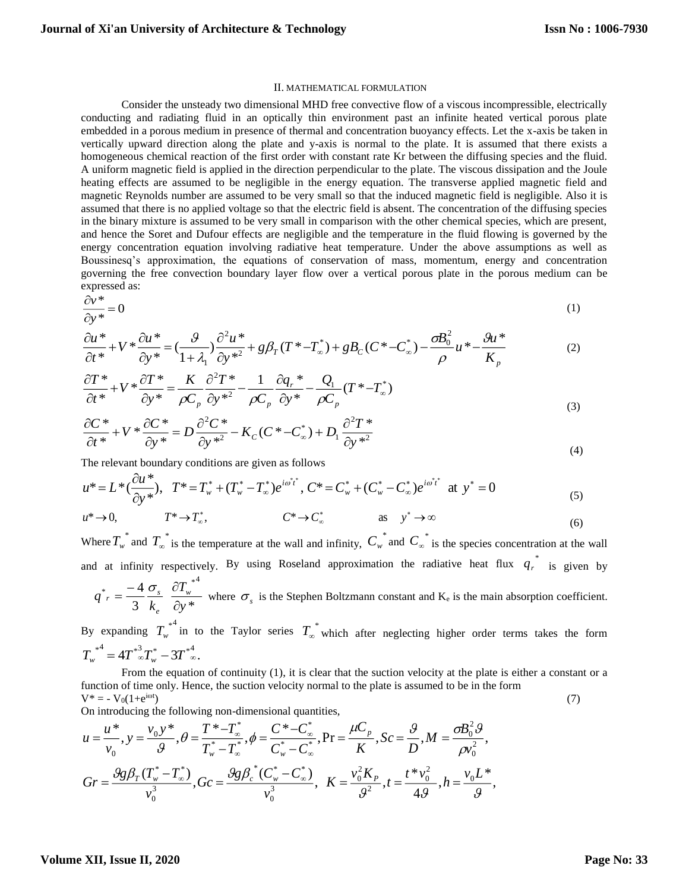## II. MATHEMATICAL FORMULATION

Consider the unsteady two dimensional MHD free convective flow of a viscous incompressible, electrically conducting and radiating fluid in an optically thin environment past an infinite heated vertical porous plate embedded in a porous medium in presence of thermal and concentration buoyancy effects. Let the x-axis be taken in vertically upward direction along the plate and y-axis is normal to the plate. It is assumed that there exists a homogeneous chemical reaction of the first order with constant rate Kr between the diffusing species and the fluid. A uniform magnetic field is applied in the direction perpendicular to the plate. The viscous dissipation and the Joule heating effects are assumed to be negligible in the energy equation. The transverse applied magnetic field and magnetic Reynolds number are assumed to be very small so that the induced magnetic field is negligible. Also it is assumed that there is no applied voltage so that the electric field is absent. The concentration of the diffusing species in the binary mixture is assumed to be very small in comparison with the other chemical species, which are present, and hence the Soret and Dufour effects are negligible and the temperature in the fluid flowing is governed by the energy concentration equation involving radiative heat temperature. Under the above assumptions as well as Boussinesq's approximation, the equations of conservation of mass, momentum, energy and concentration governing the free convection boundary layer flow over a vertical porous plate in the porous medium can be expressed as:

$$\frac{\partial v^*}{\partial y^*} = 0 \tag{1}$$

$$\frac{\partial u^*}{\partial t^*} + V^* \frac{\partial u^*}{\partial y^*} = \left(\frac{\vartheta}{1+\lambda_1}\right)\frac{\partial^2 u^*}{\partial y^{*2}} + g\beta_T (T^* - T_\infty^*) + gB_C (C^* - C_\infty^*) - \frac{\sigma B_0^2}{\rho} u^* - \frac{\vartheta u^*}{K_p} \tag{2}$$

$$\frac{\partial T^*}{\partial t^*} + V^* \frac{\partial T^*}{\partial y^*} = \frac{K}{\rho C_p}\frac{\partial^2 T^*}{\partial y^{*2}} - \frac{1}{\rho C_p}\frac{\partial q_r^*}{\partial y^*} - \frac{Q_1}{\rho C_p}(T^* - T_\infty^*) \tag{3}$$

$$\frac{\partial C^*}{\partial t^*} + V^* \frac{\partial C^*}{\partial y^*} = D\frac{\partial^2 C^*}{\partial y^{*2}} - K_C (C^* - C_\infty^*) + D_1 \frac{\partial^2 T^*}{\partial y^{*2}} \tag{4}$$

The relevant boundary conditions are given as follows

$$u^* = L^*\left(\frac{\partial u^*}{\partial y^*}\right), \quad T^* = T_w^* + (T_w^* - T_\infty^*)e^{i\omega^* t^*}, \; C^* = C_w^* + (C_w^* - C_\infty^*)e^{i\omega^* t^*} \quad \text{at } y^* = 0 \tag{5}$$

$$u^* \to 0, \qquad T^* \to T_\infty^*, \qquad C^* \to C_\infty^* \qquad \text{as} \quad y^* \to \infty \tag{6}$$

Where $T_w^*$ and $T_\infty^*$ is the temperature at the wall and infinity, $C_w^*$ and $C_\infty^*$ is the species concentration at the wall and at infinity respectively. By using Roseland approximation the radiative heat flux $q_r^*$ is given by $q^*_r = \frac{-4}{3}\frac{\sigma_s}{k_e}\frac{\partial T_w^{*4}}{\partial y^*}$ where $\sigma_s$ is the Stephen Boltzmann constant and $K_e$ is the main absorption coefficient.

By expanding $T_w^{*4}$ in to the Taylor series $T_\infty^*$ which after neglecting higher order terms takes the form $T_w^{*4} = 4T_\infty^{*3} T_w^* - 3T_\infty^{*4}$.

From the equation of continuity (1), it is clear that the suction velocity at the plate is either a constant or a function of time only. Hence, the suction velocity normal to the plate is assumed to be in the form

$$V^* = -V_0(1+e^{i\omega t}) \tag{7}$$

On introducing the following non-dimensional quantities,

$$u = \frac{u^*}{v_0}, y = \frac{v_0 y^*}{\vartheta}, \theta = \frac{T^* - T_\infty^*}{T_w^* - T_\infty^*}, \phi = \frac{C^* - C_\infty^*}{C_w^* - C_\infty^*}, \Pr = \frac{\mu C_p}{K}, Sc = \frac{\vartheta}{D}, M = \frac{\sigma B_0^2 \vartheta}{\rho v_0^2},$$

$$Gr = \frac{\vartheta g \beta_T (T_w^* - T_\infty^*)}{v_0^3}, Gc = \frac{\vartheta g \beta_c^* (C_w^* - C_\infty^*)}{v_0^3}, \quad K = \frac{v_0^2 K_P}{\vartheta^2}, t = \frac{t^* v_0^2}{4\vartheta}, h = \frac{v_0 L^*}{\vartheta},$$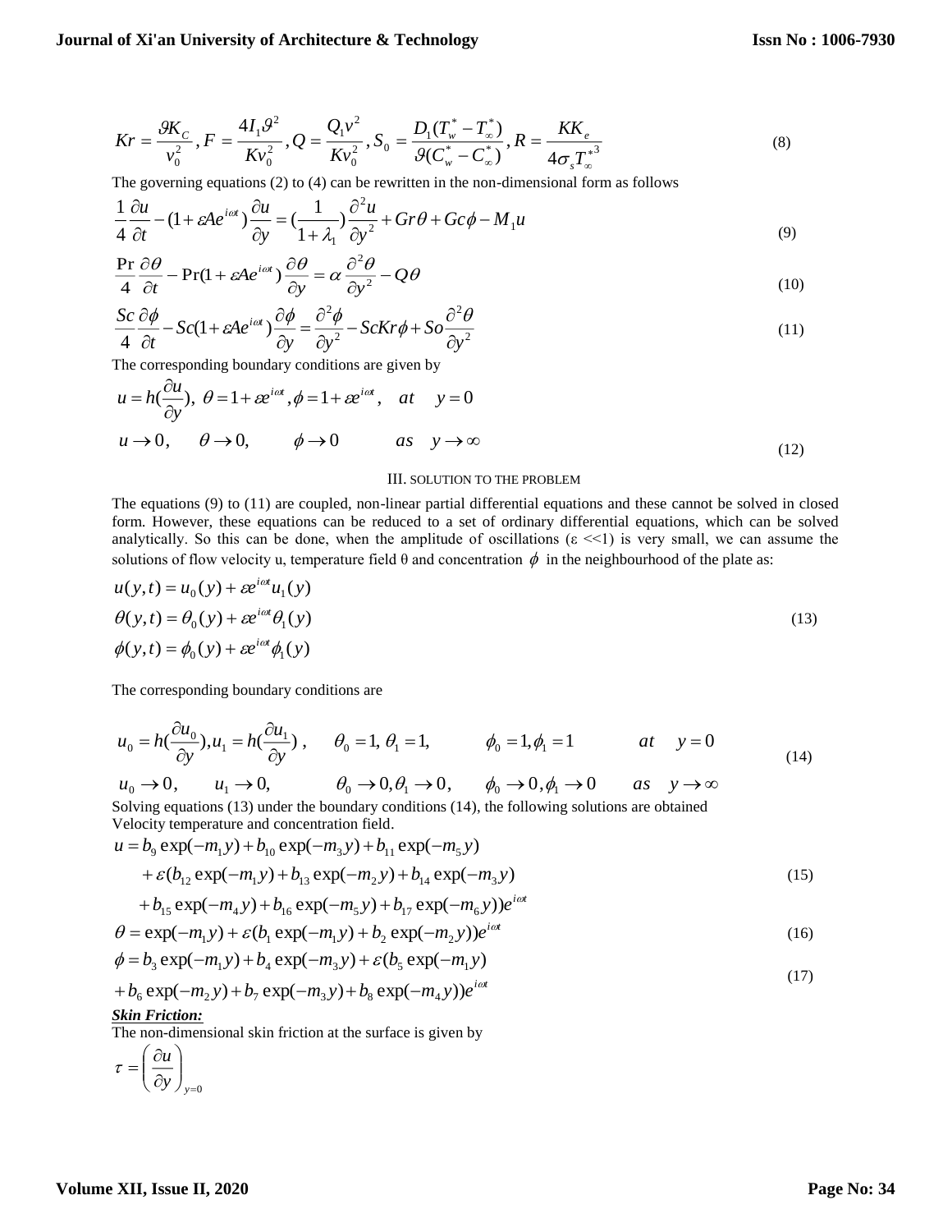$$Kr = \frac{\vartheta K_C}{v_0^2}, F = \frac{4I_1\vartheta^2}{Kv_0^2}, Q = \frac{Q_1 v^2}{Kv_0^2}, S_0 = \frac{D_1(T_w^* - T_\infty^*)}{\vartheta(C_w^* - C_\infty^*)}, R = \frac{KK_e}{4\sigma_s T_\infty^{*3}} \tag{8}$$

The governing equations (2) to (4) can be rewritten in the non-dimensional form as follows

$$\frac{1}{4}\frac{\partial u}{\partial t} - (1 + \varepsilon A e^{i\omega t})\frac{\partial u}{\partial y} = \left(\frac{1}{1+\lambda_1}\right)\frac{\partial^2 u}{\partial y^2} + Gr\theta + Gc\phi - M_1 u \tag{9}$$

$$\frac{\Pr}{4}\frac{\partial \theta}{\partial t} - \Pr(1 + \varepsilon A e^{i\omega t})\frac{\partial \theta}{\partial y} = \alpha\frac{\partial^2 \theta}{\partial y^2} - Q\theta \tag{10}$$

$$\frac{Sc}{4}\frac{\partial \phi}{\partial t} - Sc(1 + \varepsilon A e^{i\omega t})\frac{\partial \phi}{\partial y} = \frac{\partial^2 \phi}{\partial y^2} - ScKr\phi + So\frac{\partial^2 \theta}{\partial y^2} \tag{11}$$

The corresponding boundary conditions are given by

$$u = h\left(\frac{\partial u}{\partial y}\right), \ \theta = 1 + \varepsilon e^{i\omega t}, \phi = 1 + \varepsilon e^{i\omega t}, \quad at \quad y = 0$$

$$u \to 0, \quad \theta \to 0, \quad \phi \to 0 \quad as \quad y \to \infty \tag{12}$$

## III. SOLUTION TO THE PROBLEM

The equations (9) to (11) are coupled, non-linear partial differential equations and these cannot be solved in closed form. However, these equations can be reduced to a set of ordinary differential equations, which can be solved analytically. So this can be done, when the amplitude of oscillations ($\varepsilon$ <<1) is very small, we can assume the solutions of flow velocity u, temperature field $\theta$ and concentration $\phi$ in the neighbourhood of the plate as:

$$u(y,t) = u_0(y) + \varepsilon e^{i\omega t} u_1(y)$$
$$\theta(y,t) = \theta_0(y) + \varepsilon e^{i\omega t} \theta_1(y) \tag{13}$$
$$\phi(y,t) = \phi_0(y) + \varepsilon e^{i\omega t} \phi_1(y)$$

The corresponding boundary conditions are

$$u_0 = h\left(\frac{\partial u_0}{\partial y}\right), u_1 = h\left(\frac{\partial u_1}{\partial y}\right), \quad \theta_0 = 1, \theta_1 = 1, \quad \phi_0 = 1, \phi_1 = 1 \quad at \quad y = 0$$

$$u_0 \to 0, \quad u_1 \to 0, \quad \theta_0 \to 0, \theta_1 \to 0, \quad \phi_0 \to 0, \phi_1 \to 0 \quad as \quad y \to \infty \tag{14}$$

Solving equations (13) under the boundary conditions (14), the following solutions are obtained
Velocity temperature and concentration field.

$$\begin{aligned} u = {} & b_9 \exp(-m_1 y) + b_{10} \exp(-m_3 y) + b_{11} \exp(-m_5 y) \\ & + \varepsilon(b_{12} \exp(-m_1 y) + b_{13} \exp(-m_2 y) + b_{14} \exp(-m_3 y) \\ & + b_{15} \exp(-m_4 y) + b_{16} \exp(-m_5 y) + b_{17} \exp(-m_6 y))e^{i\omega t} \end{aligned} \tag{15}$$

$$\theta = \exp(-m_1 y) + \varepsilon(b_1 \exp(-m_1 y) + b_2 \exp(-m_2 y))e^{i\omega t} \tag{16}$$

$$\begin{aligned} \phi = {} & b_3 \exp(-m_1 y) + b_4 \exp(-m_3 y) + \varepsilon(b_5 \exp(-m_1 y) \\ & + b_6 \exp(-m_2 y) + b_7 \exp(-m_3 y) + b_8 \exp(-m_4 y))e^{i\omega t} \end{aligned} \tag{17}$$

***Skin Friction:***

The non-dimensional skin friction at the surface is given by

$$\tau = \left(\frac{\partial u}{\partial y}\right)_{y=0}$$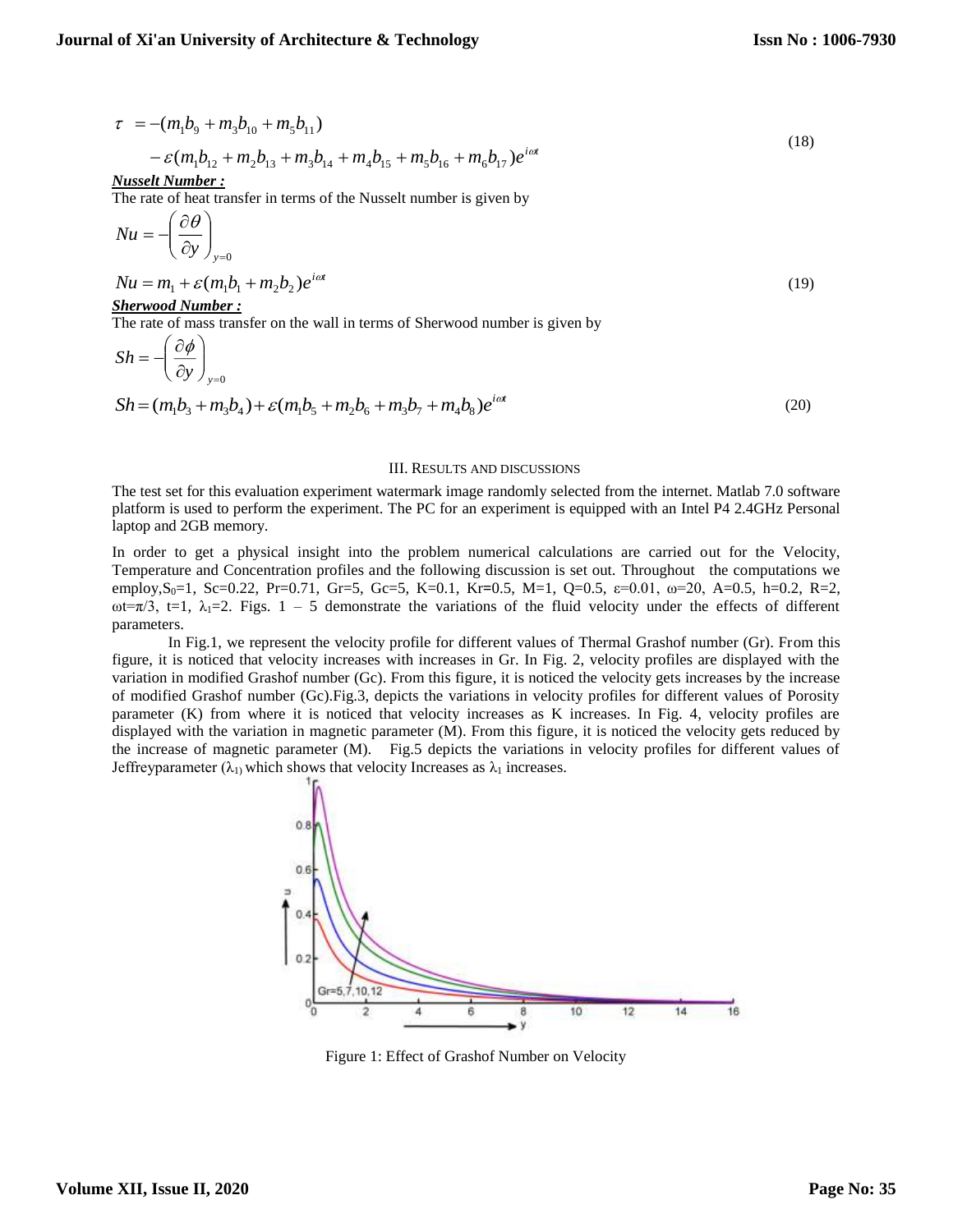$$\tau = -(m_1b_9 + m_3b_{10} + m_5b_{11}) - \varepsilon(m_1b_{12} + m_2b_{13} + m_3b_{14} + m_4b_{15} + m_5b_{16} + m_6b_{17})e^{i\omega t} \tag{18}$$

***Nusselt Number :***

The rate of heat transfer in terms of the Nusselt number is given by

$$Nu = -\left(\frac{\partial \theta}{\partial y}\right)_{y=0}$$

$$Nu = m_1 + \varepsilon(m_1b_1 + m_2b_2)e^{i\omega t} \tag{19}$$

***Sherwood Number :***

The rate of mass transfer on the wall in terms of Sherwood number is given by

$$Sh = -\left(\frac{\partial \phi}{\partial y}\right)_{y=0}$$

$$Sh = (m_1b_3 + m_3b_4) + \varepsilon(m_1b_5 + m_2b_6 + m_3b_7 + m_4b_8)e^{i\omega t} \tag{20}$$

## III. RESULTS AND DISCUSSIONS

The test set for this evaluation experiment watermark image randomly selected from the internet. Matlab 7.0 software platform is used to perform the experiment. The PC for an experiment is equipped with an Intel P4 2.4GHz Personal laptop and 2GB memory.

In order to get a physical insight into the problem numerical calculations are carried out for the Velocity, Temperature and Concentration profiles and the following discussion is set out. Throughout the computations we employ, $S_0=1$, $Sc=0.22$, $Pr=0.71$, $Gr=5$, $Gc=5$, $K=0.1$, $Kr=0.5$, $M=1$, $Q=0.5$, $\varepsilon=0.01$, $\omega=20$, $A=0.5$, $h=0.2$, $R=2$, $\omega t=\pi/3$, $t=1$, $\lambda_1=2$. Figs. 1 – 5 demonstrate the variations of the fluid velocity under the effects of different parameters.

In Fig.1, we represent the velocity profile for different values of Thermal Grashof number (Gr). From this figure, it is noticed that velocity increases with increases in Gr. In Fig. 2, velocity profiles are displayed with the variation in modified Grashof number (Gc). From this figure, it is noticed the velocity gets increases by the increase of modified Grashof number (Gc).Fig.3, depicts the variations in velocity profiles for different values of Porosity parameter (K) from where it is noticed that velocity increases as K increases. In Fig. 4, velocity profiles are displayed with the variation in magnetic parameter (M). From this figure, it is noticed the velocity gets reduced by the increase of magnetic parameter (M). Fig.5 depicts the variations in velocity profiles for different values of Jeffreyparameter ($\lambda_1$) which shows that velocity Increases as $\lambda_1$ increases.

Figure 1: Effect of Grashof Number on Velocity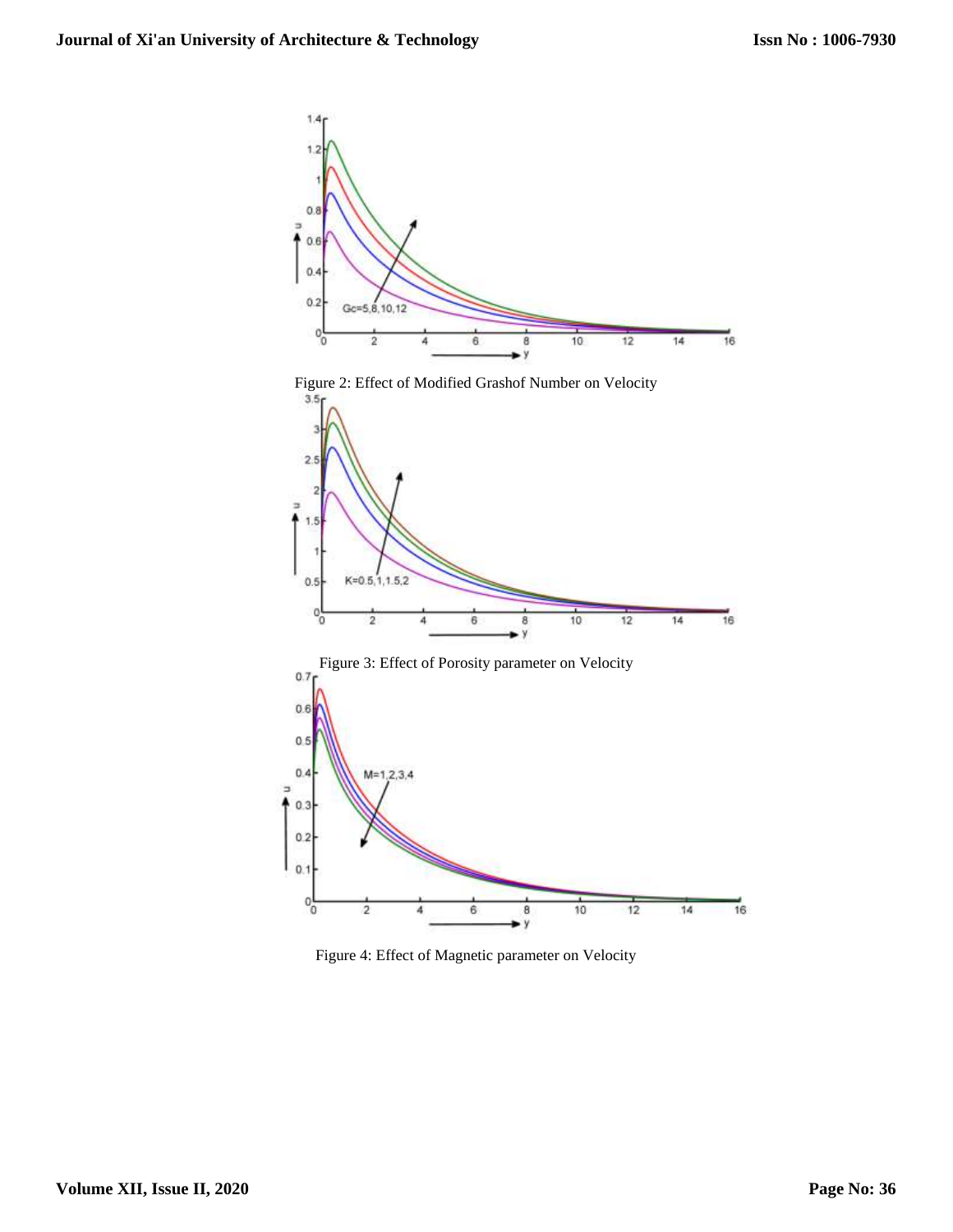Figure 2: Effect of Modified Grashof Number on Velocity

Figure 3: Effect of Porosity parameter on Velocity

Figure 4: Effect of Magnetic parameter on Velocity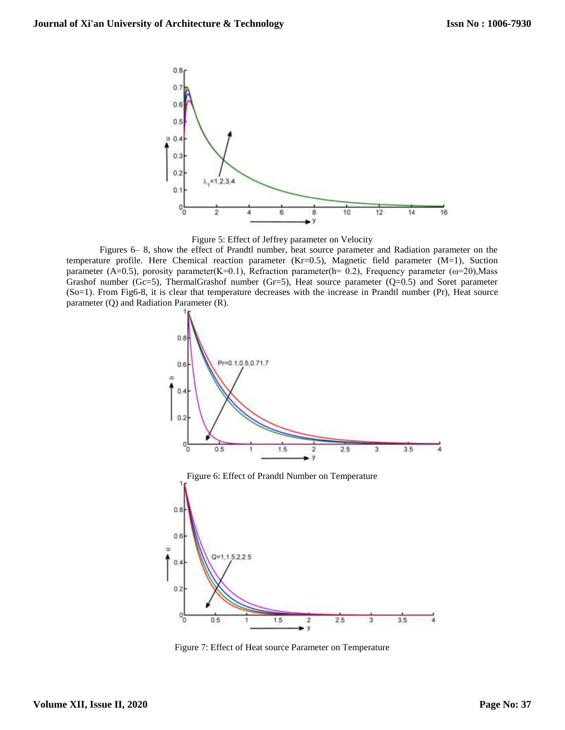Figure 5: Effect of Jeffrey parameter on Velocity

Figures 6– 8, show the effect of Prandtl number, heat source parameter and Radiation parameter on the temperature profile. Here Chemical reaction parameter (Kr=0.5), Magnetic field parameter (M=1), Suction parameter (A=0.5), porosity parameter(K=0.1), Refraction parameter(h= 0.2), Frequency parameter ($\omega$=20),Mass Grashof number (Gc=5), ThermalGrashof number (Gr=5), Heat source parameter (Q=0.5) and Soret parameter (So=1). From Fig6-8, it is clear that temperature decreases with the increase in Prandtl number (Pr), Heat source parameter (Q) and Radiation Parameter (R).

Figure 6: Effect of Prandtl Number on Temperature

Figure 7: Effect of Heat source Parameter on Temperature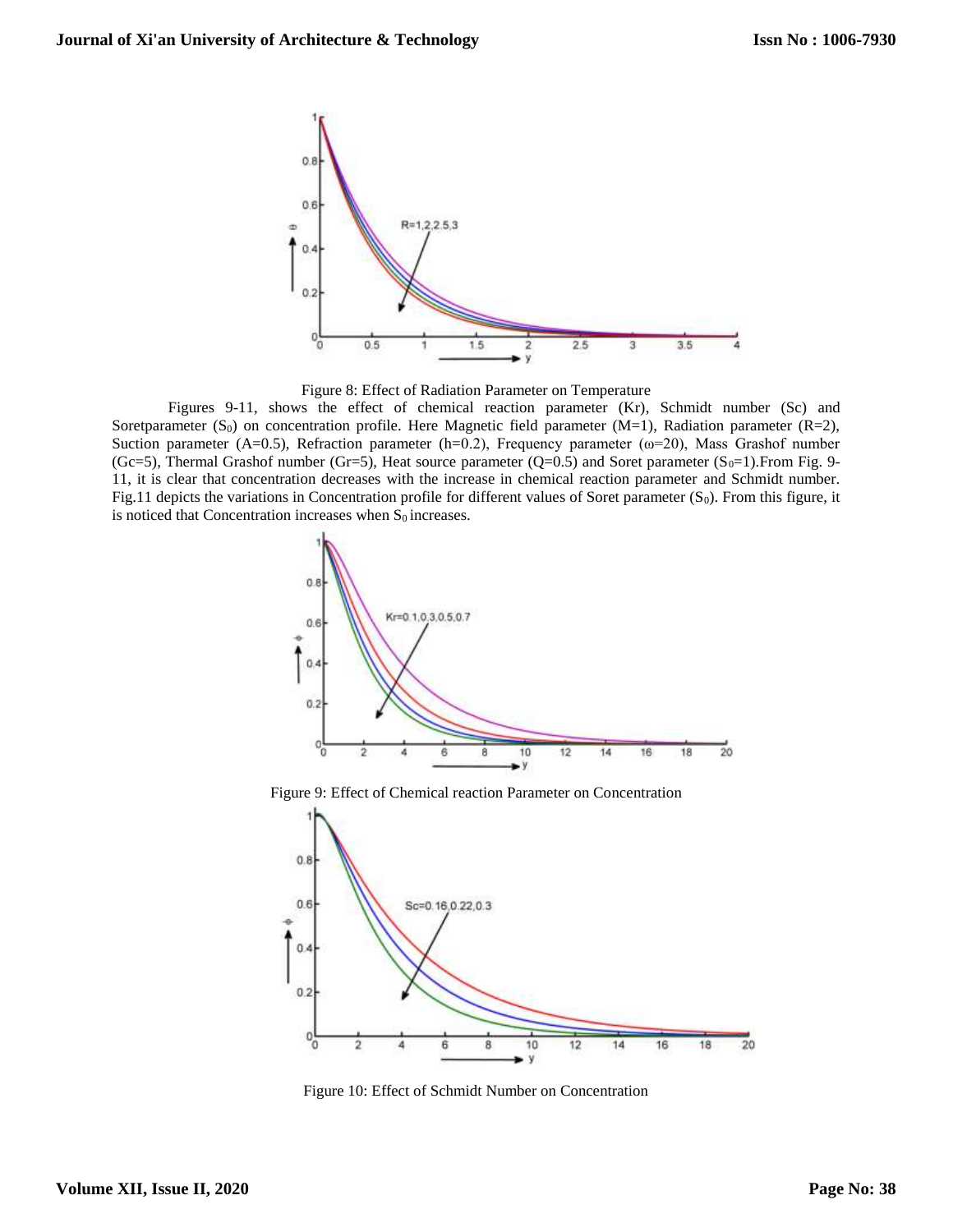Figure 8: Effect of Radiation Parameter on Temperature

Figures 9-11, shows the effect of chemical reaction parameter (Kr), Schmidt number (Sc) and Soretparameter ($S_0$) on concentration profile. Here Magnetic field parameter (M=1), Radiation parameter (R=2), Suction parameter (A=0.5), Refraction parameter (h=0.2), Frequency parameter ($\omega$=20), Mass Grashof number (Gc=5), Thermal Grashof number (Gr=5), Heat source parameter (Q=0.5) and Soret parameter ($S_0$=1).From Fig. 9-11, it is clear that concentration decreases with the increase in chemical reaction parameter and Schmidt number. Fig.11 depicts the variations in Concentration profile for different values of Soret parameter ($S_0$). From this figure, it is noticed that Concentration increases when $S_0$ increases.

Figure 9: Effect of Chemical reaction Parameter on Concentration

Figure 10: Effect of Schmidt Number on Concentration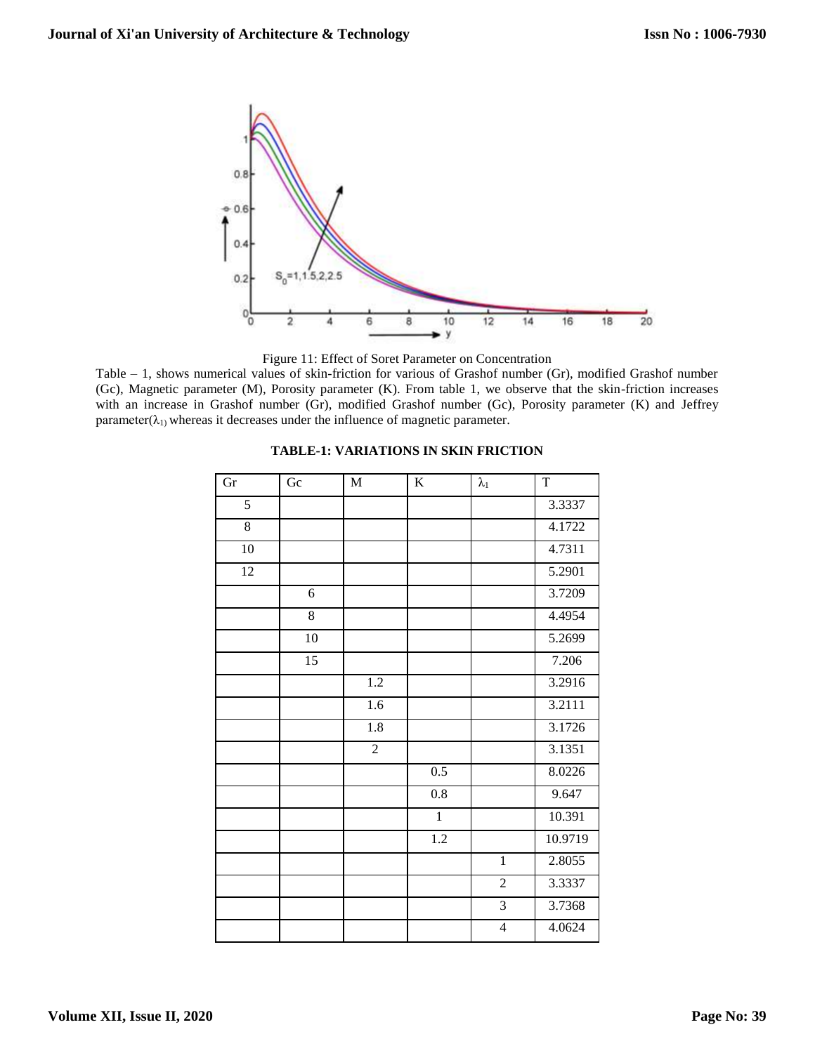Figure 11: Effect of Soret Parameter on Concentration

Table – 1, shows numerical values of skin-friction for various of Grashof number (Gr), modified Grashof number (Gc), Magnetic parameter (M), Porosity parameter (K). From table 1, we observe that the skin-friction increases with an increase in Grashof number (Gr), modified Grashof number (Gc), Porosity parameter (K) and Jeffrey parameter($\lambda_1$) whereas it decreases under the influence of magnetic parameter.

**TABLE-1: VARIATIONS IN SKIN FRICTION**

| Gr | Gc | M | K | $\lambda_1$ | T |
|---|---|---|---|---|---|
| 5 | | | | | 3.3337 |
| 8 | | | | | 4.1722 |
| 10 | | | | | 4.7311 |
| 12 | | | | | 5.2901 |
| | 6 | | | | 3.7209 |
| | 8 | | | | 4.4954 |
| | 10 | | | | 5.2699 |
| | 15 | | | | 7.206 |
| | | 1.2 | | | 3.2916 |
| | | 1.6 | | | 3.2111 |
| | | 1.8 | | | 3.1726 |
| | | 2 | | | 3.1351 |
| | | | 0.5 | | 8.0226 |
| | | | 0.8 | | 9.647 |
| | | | 1 | | 10.391 |
| | | | 1.2 | | 10.9719 |
| | | | | 1 | 2.8055 |
| | | | | 2 | 3.3337 |
| | | | | 3 | 3.7368 |
| | | | | 4 | 4.0624 |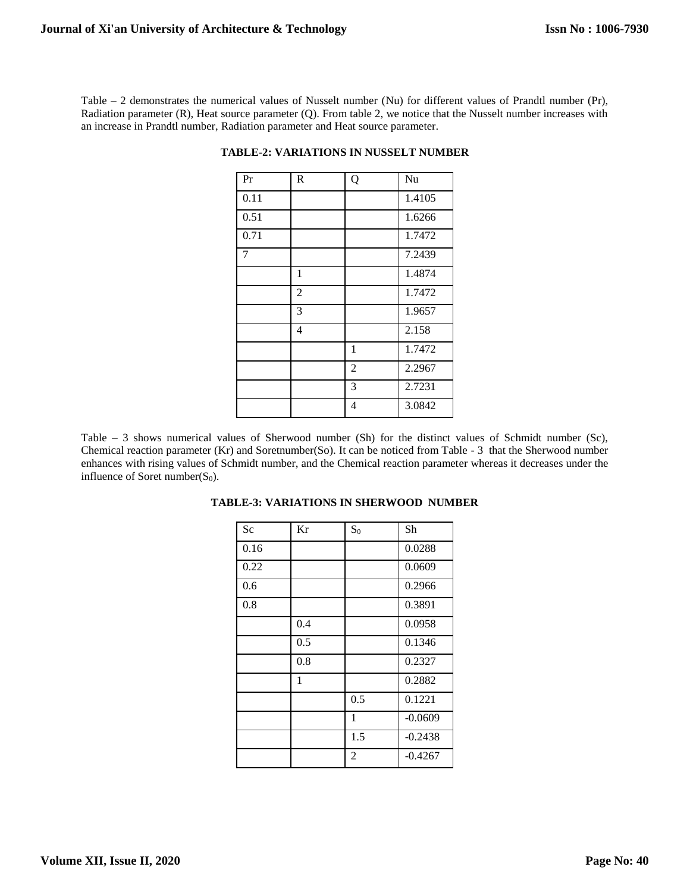Table – 2 demonstrates the numerical values of Nusselt number (Nu) for different values of Prandtl number (Pr), Radiation parameter (R), Heat source parameter (Q). From table 2, we notice that the Nusselt number increases with an increase in Prandtl number, Radiation parameter and Heat source parameter.

**TABLE-2: VARIATIONS IN NUSSELT NUMBER**

| Pr | R | Q | Nu |
|---|---|---|---|
| 0.11 | | | 1.4105 |
| 0.51 | | | 1.6266 |
| 0.71 | | | 1.7472 |
| 7 | | | 7.2439 |
| | 1 | | 1.4874 |
| | 2 | | 1.7472 |
| | 3 | | 1.9657 |
| | 4 | | 2.158 |
| | | 1 | 1.7472 |
| | | 2 | 2.2967 |
| | | 3 | 2.7231 |
| | | 4 | 3.0842 |

Table – 3 shows numerical values of Sherwood number (Sh) for the distinct values of Schmidt number (Sc), Chemical reaction parameter (Kr) and Soretnumber(So). It can be noticed from Table - 3 that the Sherwood number enhances with rising values of Schmidt number, and the Chemical reaction parameter whereas it decreases under the influence of Soret number($S_0$).

**TABLE-3: VARIATIONS IN SHERWOOD NUMBER**

| Sc | Kr | $S_0$ | Sh |
|---|---|---|---|
| 0.16 | | | 0.0288 |
| 0.22 | | | 0.0609 |
| 0.6 | | | 0.2966 |
| 0.8 | | | 0.3891 |
| | 0.4 | | 0.0958 |
| | 0.5 | | 0.1346 |
| | 0.8 | | 0.2327 |
| | 1 | | 0.2882 |
| | | 0.5 | 0.1221 |
| | | 1 | -0.0609 |
| | | 1.5 | -0.2438 |
| | | 2 | -0.4267 |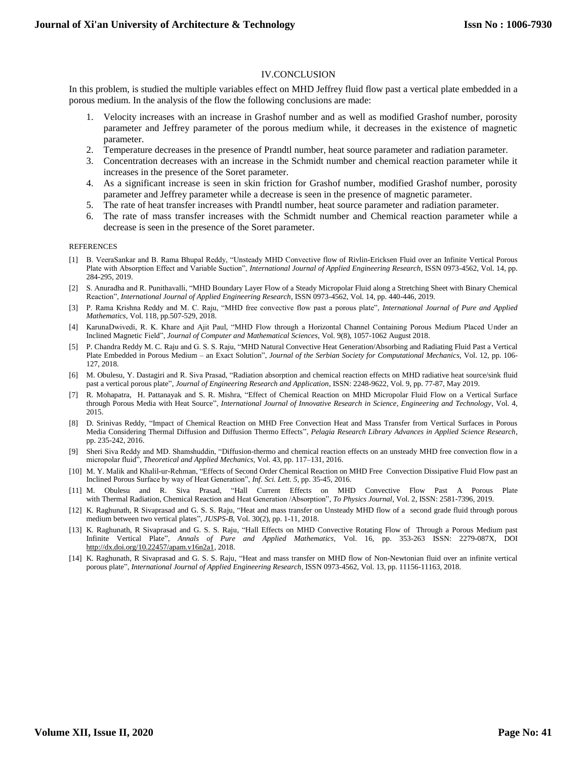## IV.CONCLUSION

In this problem, is studied the multiple variables effect on MHD Jeffrey fluid flow past a vertical plate embedded in a porous medium. In the analysis of the flow the following conclusions are made:

1. Velocity increases with an increase in Grashof number and as well as modified Grashof number, porosity parameter and Jeffrey parameter of the porous medium while, it decreases in the existence of magnetic parameter.
2. Temperature decreases in the presence of Prandtl number, heat source parameter and radiation parameter.
3. Concentration decreases with an increase in the Schmidt number and chemical reaction parameter while it increases in the presence of the Soret parameter.
4. As a significant increase is seen in skin friction for Grashof number, modified Grashof number, porosity parameter and Jeffrey parameter while a decrease is seen in the presence of magnetic parameter.
5. The rate of heat transfer increases with Prandtl number, heat source parameter and radiation parameter.
6. The rate of mass transfer increases with the Schmidt number and Chemical reaction parameter while a decrease is seen in the presence of the Soret parameter.

REFERENCES

[1] B. VeeraSankar and B. Rama Bhupal Reddy, "Unsteady MHD Convective flow of Rivlin-Ericksen Fluid over an Infinite Vertical Porous Plate with Absorption Effect and Variable Suction", *International Journal of Applied Engineering Research*, ISSN 0973-4562, Vol. 14, pp. 284-295, 2019.

[2] S. Anuradha and R. Punithavalli, "MHD Boundary Layer Flow of a Steady Micropolar Fluid along a Stretching Sheet with Binary Chemical Reaction", *International Journal of Applied Engineering Research*, ISSN 0973-4562, Vol. 14, pp. 440-446, 2019.

[3] P. Rama Krishna Reddy and M. C. Raju, "MHD free convective flow past a porous plate", *International Journal of Pure and Applied Mathematics*, Vol. 118, pp.507-529, 2018.

[4] KarunaDwivedi, R. K. Khare and Ajit Paul, "MHD Flow through a Horizontal Channel Containing Porous Medium Placed Under an Inclined Magnetic Field", *Journal of Computer and Mathematical Sciences*, Vol. 9(8), 1057-1062 August 2018.

[5] P. Chandra Reddy M. C. Raju and G. S. S. Raju, "MHD Natural Convective Heat Generation/Absorbing and Radiating Fluid Past a Vertical Plate Embedded in Porous Medium – an Exact Solution", *Journal of the Serbian Society for Computational Mechanics*, Vol. 12, pp. 106-127, 2018.

[6] M. Obulesu, Y. Dastagiri and R. Siva Prasad, "Radiation absorption and chemical reaction effects on MHD radiative heat source/sink fluid past a vertical porous plate", *Journal of Engineering Research and Application*, ISSN: 2248-9622, Vol. 9, pp. 77-87, May 2019.

[7] R. Mohapatra, H. Pattanayak and S. R. Mishra, "Effect of Chemical Reaction on MHD Micropolar Fluid Flow on a Vertical Surface through Porous Media with Heat Source", *International Journal of Innovative Research in Science, Engineering and Technology*, Vol. 4, 2015.

[8] D. Srinivas Reddy, "Impact of Chemical Reaction on MHD Free Convection Heat and Mass Transfer from Vertical Surfaces in Porous Media Considering Thermal Diffusion and Diffusion Thermo Effects", *Pelagia Research Library Advances in Applied Science Research*, pp. 235-242, 2016.

[9] Sheri Siva Reddy and MD. Shamshuddin, "Diffusion-thermo and chemical reaction effects on an unsteady MHD free convection flow in a micropolar fluid", *Theoretical and Applied Mechanics*, Vol. 43, pp. 117–131, 2016.

[10] M. Y. Malik and Khalil-ur-Rehman, "Effects of Second Order Chemical Reaction on MHD Free Convection Dissipative Fluid Flow past an Inclined Porous Surface by way of Heat Generation", *Inf. Sci. Lett. 5*, pp. 35-45, 2016.

[11] M. Obulesu and R. Siva Prasad, "Hall Current Effects on MHD Convective Flow Past A Porous Plate with Thermal Radiation, Chemical Reaction and Heat Generation /Absorption", *To Physics Journal*, Vol. 2, ISSN: 2581-7396, 2019.

[12] K. Raghunath, R Sivaprasad and G. S. S. Raju, "Heat and mass transfer on Unsteady MHD flow of a second grade fluid through porous medium between two vertical plates", *JUSPS-B*, Vol. 30(2), pp. 1-11, 2018.

[13] K. Raghunath, R Sivaprasad and G. S. S. Raju, "Hall Effects on MHD Convective Rotating Flow of Through a Porous Medium past Infinite Vertical Plate", *Annals of Pure and Applied Mathematics*, Vol. 16, pp. 353-263 ISSN: 2279-087X, DOI http://dx.doi.org/10.22457/apam.v16n2a1, 2018.

[14] K. Raghunath, R Sivaprasad and G. S. S. Raju, "Heat and mass transfer on MHD flow of Non-Newtonian fluid over an infinite vertical porous plate", *International Journal of Applied Engineering Research*, ISSN 0973-4562, Vol. 13, pp. 11156-11163, 2018.